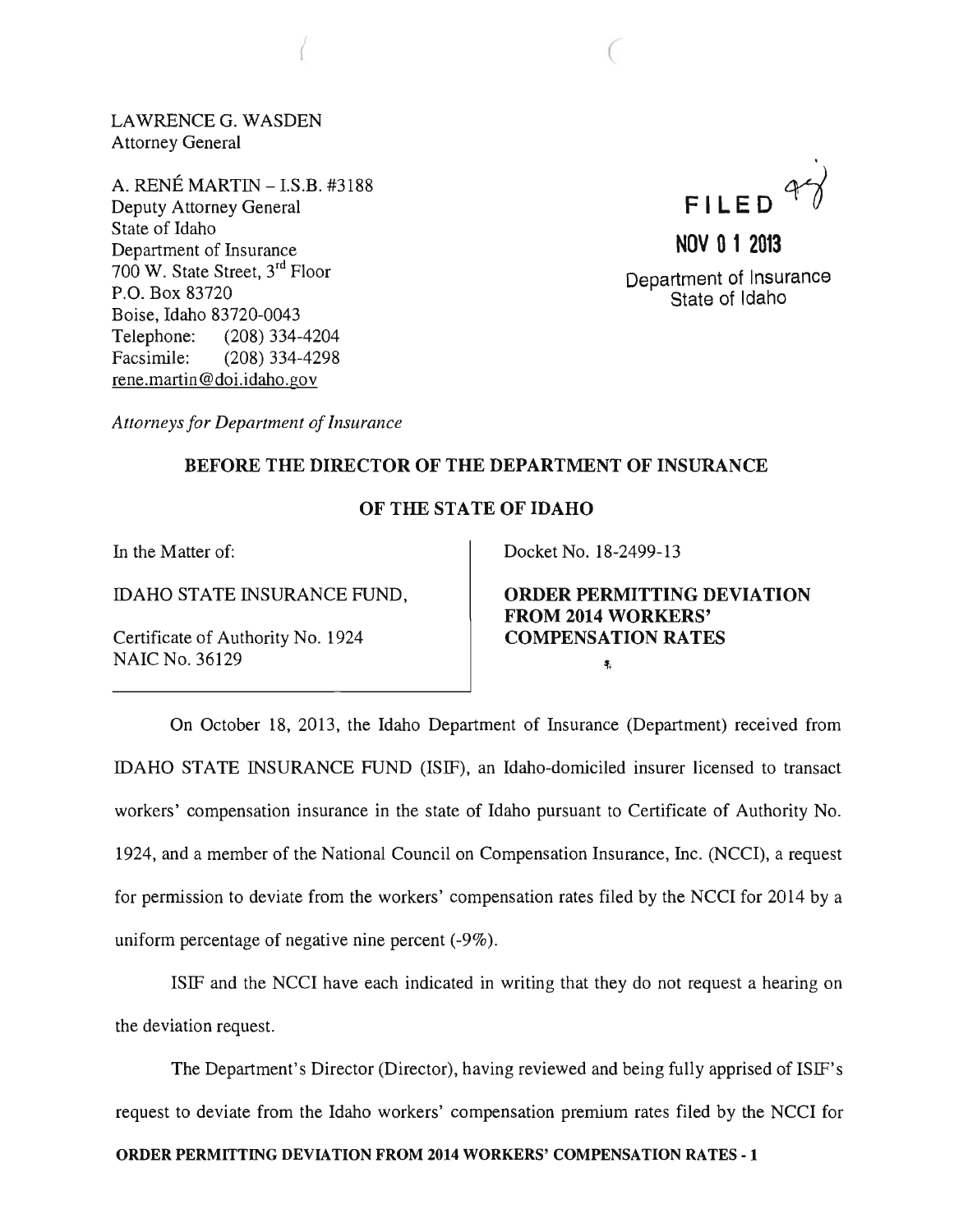LAWRENCE G. WASDEN
Attorney General

A. RENÉ MARTIN – I.S.B. #3188
Deputy Attorney General
State of Idaho
Department of Insurance
700 W. State Street, 3rd Floor
P.O. Box 83720
Boise, Idaho 83720-0043
Telephone: (208) 334-4204
Facsimile: (208) 334-4298
rene.martin@doi.idaho.gov

*Attorneys for Department of Insurance*

FILED
NOV 01 2013
Department of Insurance
State of Idaho

**BEFORE THE DIRECTOR OF THE DEPARTMENT OF INSURANCE**

**OF THE STATE OF IDAHO**

| | |
|---|---|
| In the Matter of:<br><br>IDAHO STATE INSURANCE FUND,<br><br>Certificate of Authority No. 1924<br>NAIC No. 36129 | Docket No. 18-2499-13<br><br>**ORDER PERMITTING DEVIATION FROM 2014 WORKERS' COMPENSATION RATES** |

On October 18, 2013, the Idaho Department of Insurance (Department) received from IDAHO STATE INSURANCE FUND (ISIF), an Idaho-domiciled insurer licensed to transact workers' compensation insurance in the state of Idaho pursuant to Certificate of Authority No. 1924, and a member of the National Council on Compensation Insurance, Inc. (NCCI), a request for permission to deviate from the workers' compensation rates filed by the NCCI for 2014 by a uniform percentage of negative nine percent (-9%).

ISIF and the NCCI have each indicated in writing that they do not request a hearing on the deviation request.

The Department's Director (Director), having reviewed and being fully apprised of ISIF's request to deviate from the Idaho workers' compensation premium rates filed by the NCCI for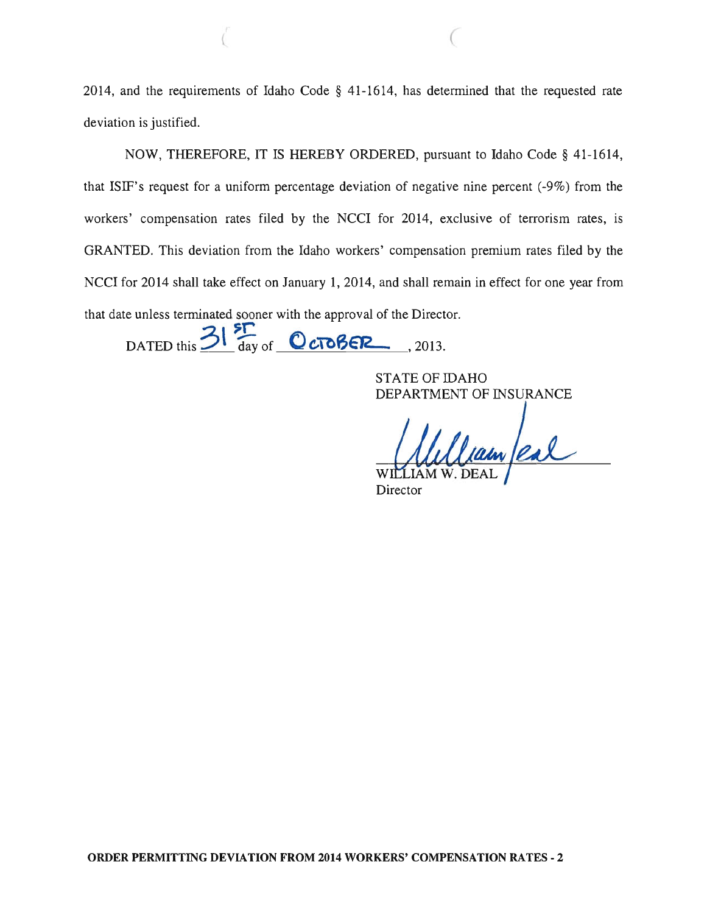2014, and the requirements of Idaho Code § 41-1614, has determined that the requested rate deviation is justified.

NOW, THEREFORE, IT IS HEREBY ORDERED, pursuant to Idaho Code § 41-1614, that ISIF's request for a uniform percentage deviation of negative nine percent (-9%) from the workers' compensation rates filed by the NCCI for 2014, exclusive of terrorism rates, is GRANTED. This deviation from the Idaho workers' compensation premium rates filed by the NCCI for 2014 shall take effect on January 1, 2014, and shall remain in effect for one year from that date unless terminated sooner with the approval of the Director.

DATED this 31st day of October, 2013.

STATE OF IDAHO
DEPARTMENT OF INSURANCE

William Deal

WILLIAM W. DEAL
Director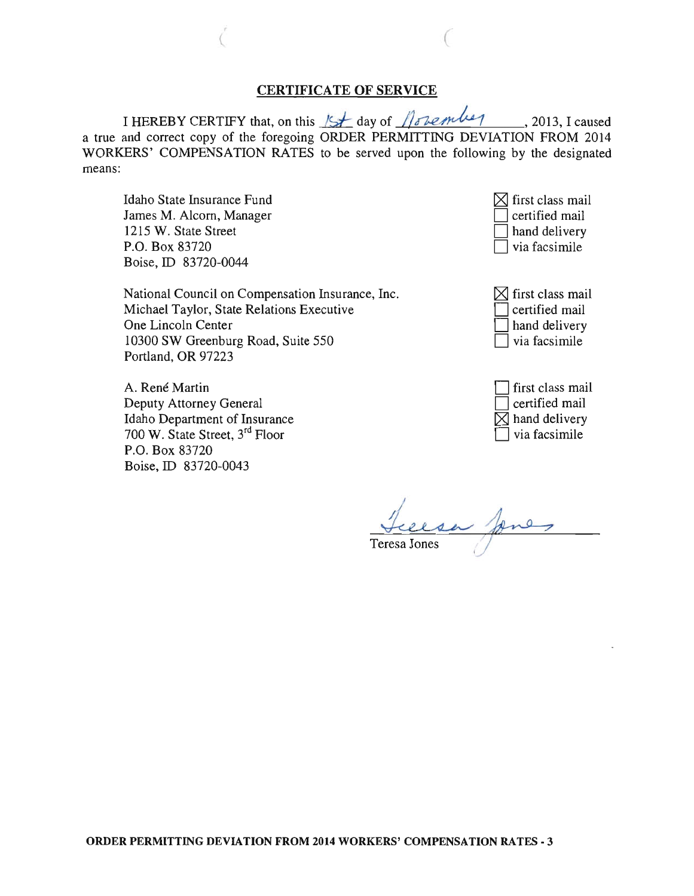## CERTIFICATE OF SERVICE

I HEREBY CERTIFY that, on this 1st day of November, 2013, I caused a true and correct copy of the foregoing ORDER PERMITTING DEVIATION FROM 2014 WORKERS' COMPENSATION RATES to be served upon the following by the designated means:

| | |
|---|---|
| Idaho State Insurance Fund<br>James M. Alcorn, Manager<br>1215 W. State Street<br>P.O. Box 83720<br>Boise, ID 83720-0044 | ☒ first class mail<br>☐ certified mail<br>☐ hand delivery<br>☐ via facsimile |
| National Council on Compensation Insurance, Inc.<br>Michael Taylor, State Relations Executive<br>One Lincoln Center<br>10300 SW Greenburg Road, Suite 550<br>Portland, OR 97223 | ☒ first class mail<br>☐ certified mail<br>☐ hand delivery<br>☐ via facsimile |
| A. René Martin<br>Deputy Attorney General<br>Idaho Department of Insurance<br>700 W. State Street, 3rd Floor<br>P.O. Box 83720<br>Boise, ID 83720-0043 | ☐ first class mail<br>☐ certified mail<br>☒ hand delivery<br>☐ via facsimile |

Teresa Jones

Teresa Jones

**ORDER PERMITTING DEVIATION FROM 2014 WORKERS' COMPENSATION RATES - 3**